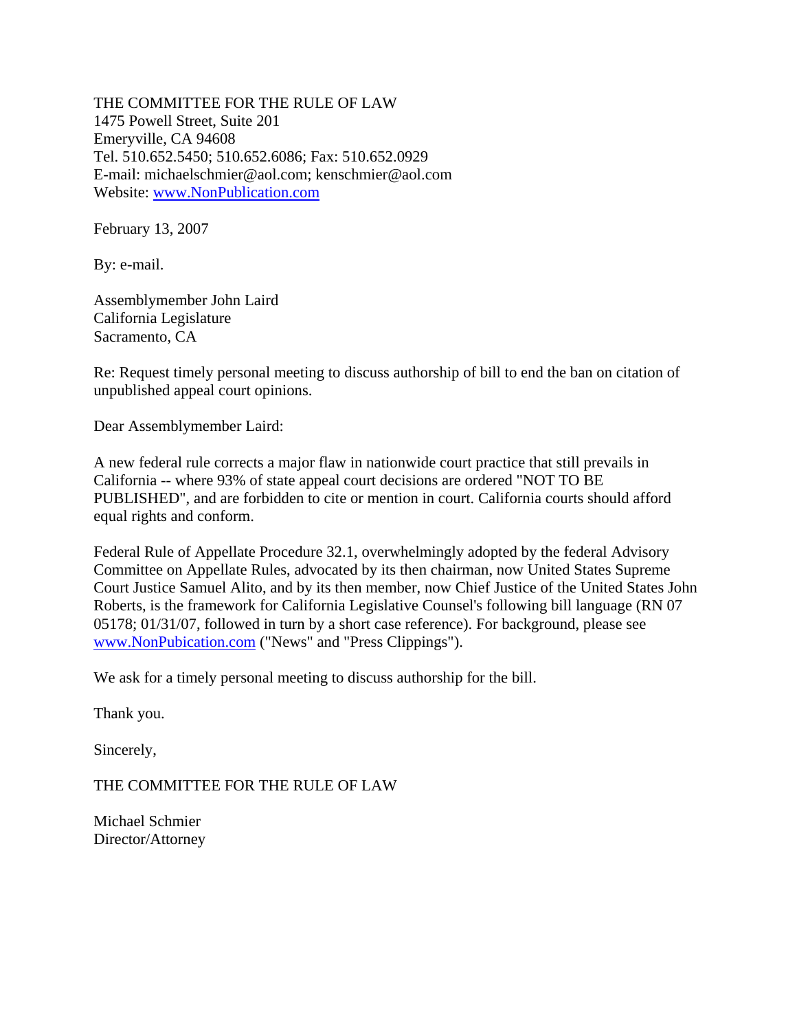THE COMMITTEE FOR THE RULE OF LAW
1475 Powell Street, Suite 201
Emeryville, CA 94608
Tel. 510.652.5450; 510.652.6086; Fax: 510.652.0929
E-mail: michaelschmier@aol.com; kenschmier@aol.com
Website: www.NonPublication.com

February 13, 2007

By: e-mail.

Assemblymember John Laird
California Legislature
Sacramento, CA

Re: Request timely personal meeting to discuss authorship of bill to end the ban on citation of unpublished appeal court opinions.

Dear Assemblymember Laird:

A new federal rule corrects a major flaw in nationwide court practice that still prevails in California -- where 93% of state appeal court decisions are ordered "NOT TO BE PUBLISHED", and are forbidden to cite or mention in court. California courts should afford equal rights and conform.

Federal Rule of Appellate Procedure 32.1, overwhelmingly adopted by the federal Advisory Committee on Appellate Rules, advocated by its then chairman, now United States Supreme Court Justice Samuel Alito, and by its then member, now Chief Justice of the United States John Roberts, is the framework for California Legislative Counsel's following bill language (RN 07 05178; 01/31/07, followed in turn by a short case reference). For background, please see www.NonPubication.com ("News" and "Press Clippings").

We ask for a timely personal meeting to discuss authorship for the bill.

Thank you.

Sincerely,

THE COMMITTEE FOR THE RULE OF LAW

Michael Schmier
Director/Attorney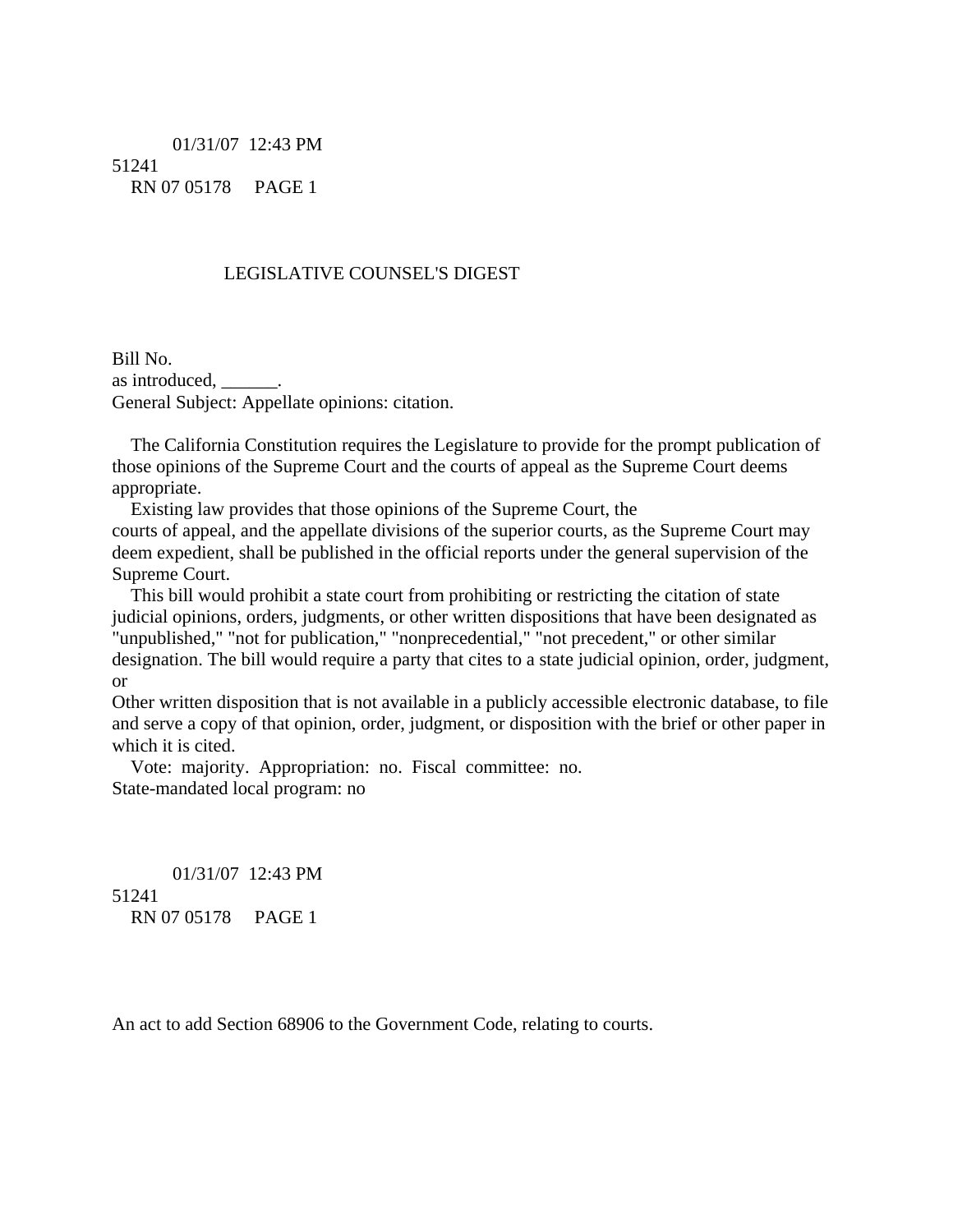# LEGISLATIVE COUNSEL'S DIGEST

Bill No.
as introduced, ______.
General Subject: Appellate opinions: citation.

The California Constitution requires the Legislature to provide for the prompt publication of those opinions of the Supreme Court and the courts of appeal as the Supreme Court deems appropriate.

Existing law provides that those opinions of the Supreme Court, the courts of appeal, and the appellate divisions of the superior courts, as the Supreme Court may deem expedient, shall be published in the official reports under the general supervision of the Supreme Court.

This bill would prohibit a state court from prohibiting or restricting the citation of state judicial opinions, orders, judgments, or other written dispositions that have been designated as "unpublished," "not for publication," "nonprecedential," "not precedent," or other similar designation. The bill would require a party that cites to a state judicial opinion, order, judgment, or Other written disposition that is not available in a publicly accessible electronic database, to file and serve a copy of that opinion, order, judgment, or disposition with the brief or other paper in which it is cited.

Vote: majority. Appropriation: no. Fiscal committee: no.
State-mandated local program: no

An act to add Section 68906 to the Government Code, relating to courts.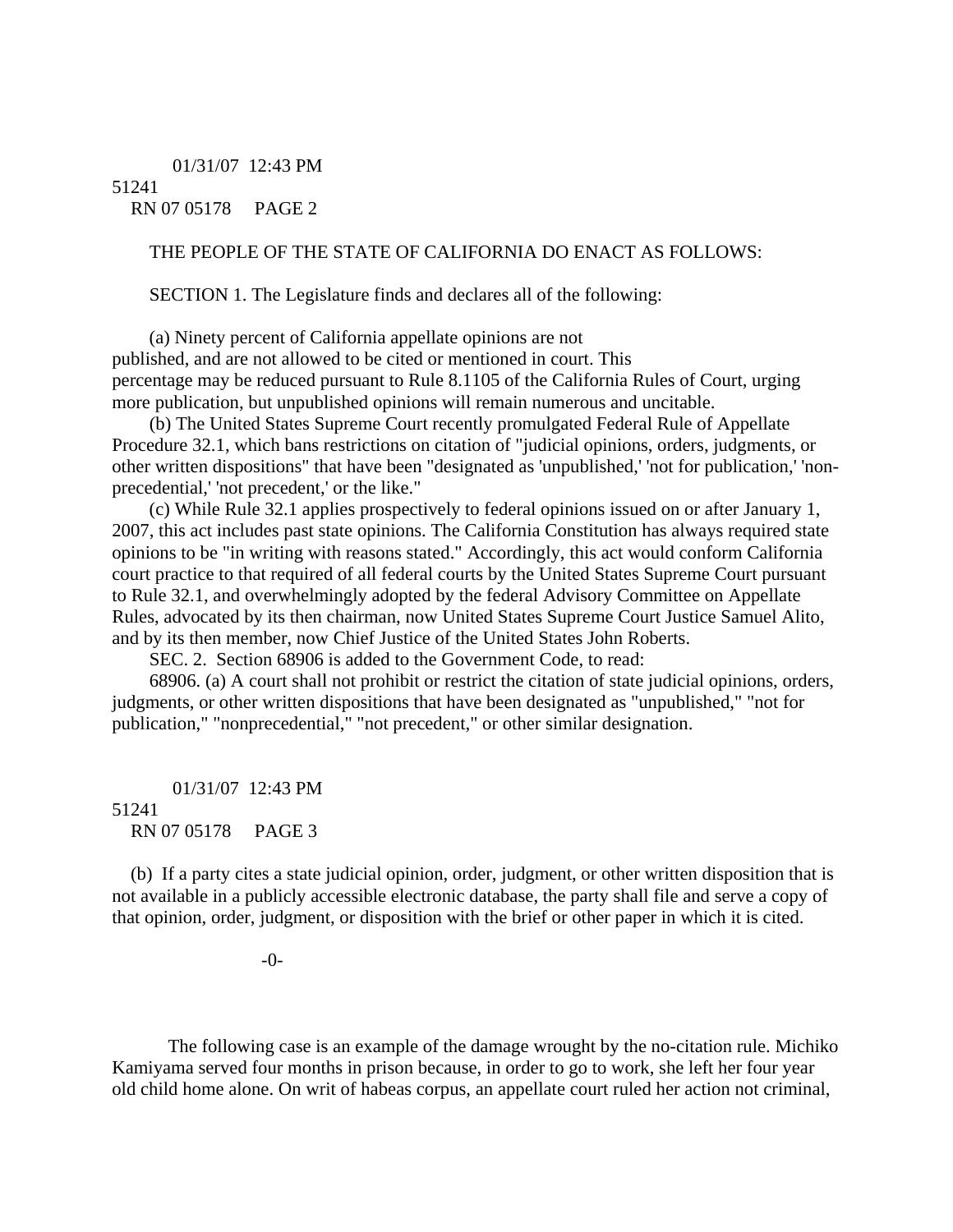THE PEOPLE OF THE STATE OF CALIFORNIA DO ENACT AS FOLLOWS:

SECTION 1. The Legislature finds and declares all of the following:

(a) Ninety percent of California appellate opinions are not published, and are not allowed to be cited or mentioned in court. This percentage may be reduced pursuant to Rule 8.1105 of the California Rules of Court, urging more publication, but unpublished opinions will remain numerous and uncitable.

(b) The United States Supreme Court recently promulgated Federal Rule of Appellate Procedure 32.1, which bans restrictions on citation of "judicial opinions, orders, judgments, or other written dispositions" that have been "designated as 'unpublished,' 'not for publication,' 'non-precedential,' 'not precedent,' or the like."

(c) While Rule 32.1 applies prospectively to federal opinions issued on or after January 1, 2007, this act includes past state opinions. The California Constitution has always required state opinions to be "in writing with reasons stated." Accordingly, this act would conform California court practice to that required of all federal courts by the United States Supreme Court pursuant to Rule 32.1, and overwhelmingly adopted by the federal Advisory Committee on Appellate Rules, advocated by its then chairman, now United States Supreme Court Justice Samuel Alito, and by its then member, now Chief Justice of the United States John Roberts.

SEC. 2. Section 68906 is added to the Government Code, to read:

68906. (a) A court shall not prohibit or restrict the citation of state judicial opinions, orders, judgments, or other written dispositions that have been designated as "unpublished," "not for publication," "nonprecedential," "not precedent," or other similar designation.

(b) If a party cites a state judicial opinion, order, judgment, or other written disposition that is not available in a publicly accessible electronic database, the party shall file and serve a copy of that opinion, order, judgment, or disposition with the brief or other paper in which it is cited.

-0-

The following case is an example of the damage wrought by the no-citation rule. Michiko Kamiyama served four months in prison because, in order to go to work, she left her four year old child home alone. On writ of habeas corpus, an appellate court ruled her action not criminal,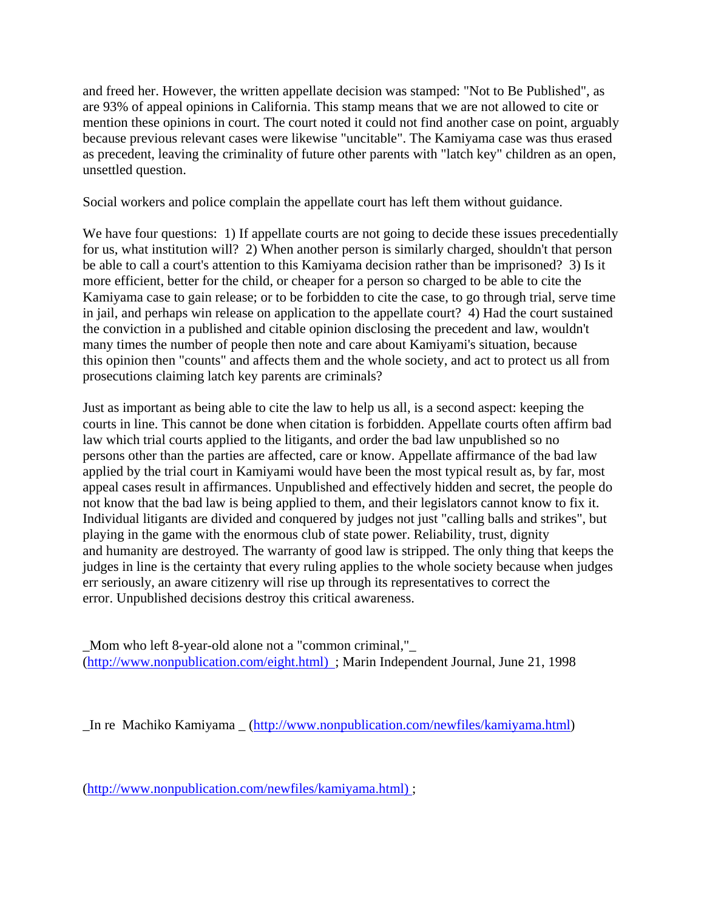and freed her. However, the written appellate decision was stamped: "Not to Be Published", as are 93% of appeal opinions in California. This stamp means that we are not allowed to cite or mention these opinions in court. The court noted it could not find another case on point, arguably because previous relevant cases were likewise "uncitable". The Kamiyama case was thus erased as precedent, leaving the criminality of future other parents with "latch key" children as an open, unsettled question.

Social workers and police complain the appellate court has left them without guidance.

We have four questions: 1) If appellate courts are not going to decide these issues precedentially for us, what institution will? 2) When another person is similarly charged, shouldn't that person be able to call a court's attention to this Kamiyama decision rather than be imprisoned? 3) Is it more efficient, better for the child, or cheaper for a person so charged to be able to cite the Kamiyama case to gain release; or to be forbidden to cite the case, to go through trial, serve time in jail, and perhaps win release on application to the appellate court? 4) Had the court sustained the conviction in a published and citable opinion disclosing the precedent and law, wouldn't many times the number of people then note and care about Kamiyami's situation, because this opinion then "counts" and affects them and the whole society, and act to protect us all from prosecutions claiming latch key parents are criminals?

Just as important as being able to cite the law to help us all, is a second aspect: keeping the courts in line. This cannot be done when citation is forbidden. Appellate courts often affirm bad law which trial courts applied to the litigants, and order the bad law unpublished so no persons other than the parties are affected, care or know. Appellate affirmance of the bad law applied by the trial court in Kamiyami would have been the most typical result as, by far, most appeal cases result in affirmances. Unpublished and effectively hidden and secret, the people do not know that the bad law is being applied to them, and their legislators cannot know to fix it. Individual litigants are divided and conquered by judges not just "calling balls and strikes", but playing in the game with the enormous club of state power. Reliability, trust, dignity and humanity are destroyed. The warranty of good law is stripped. The only thing that keeps the judges in line is the certainty that every ruling applies to the whole society because when judges err seriously, an aware citizenry will rise up through its representatives to correct the error. Unpublished decisions destroy this critical awareness.

_Mom who left 8-year-old alone not a "common criminal,"_ (http://www.nonpublication.com/eight.html) ; Marin Independent Journal, June 21, 1998

_In re Machiko Kamiyama _ (http://www.nonpublication.com/newfiles/kamiyama.html)

(http://www.nonpublication.com/newfiles/kamiyama.html) ;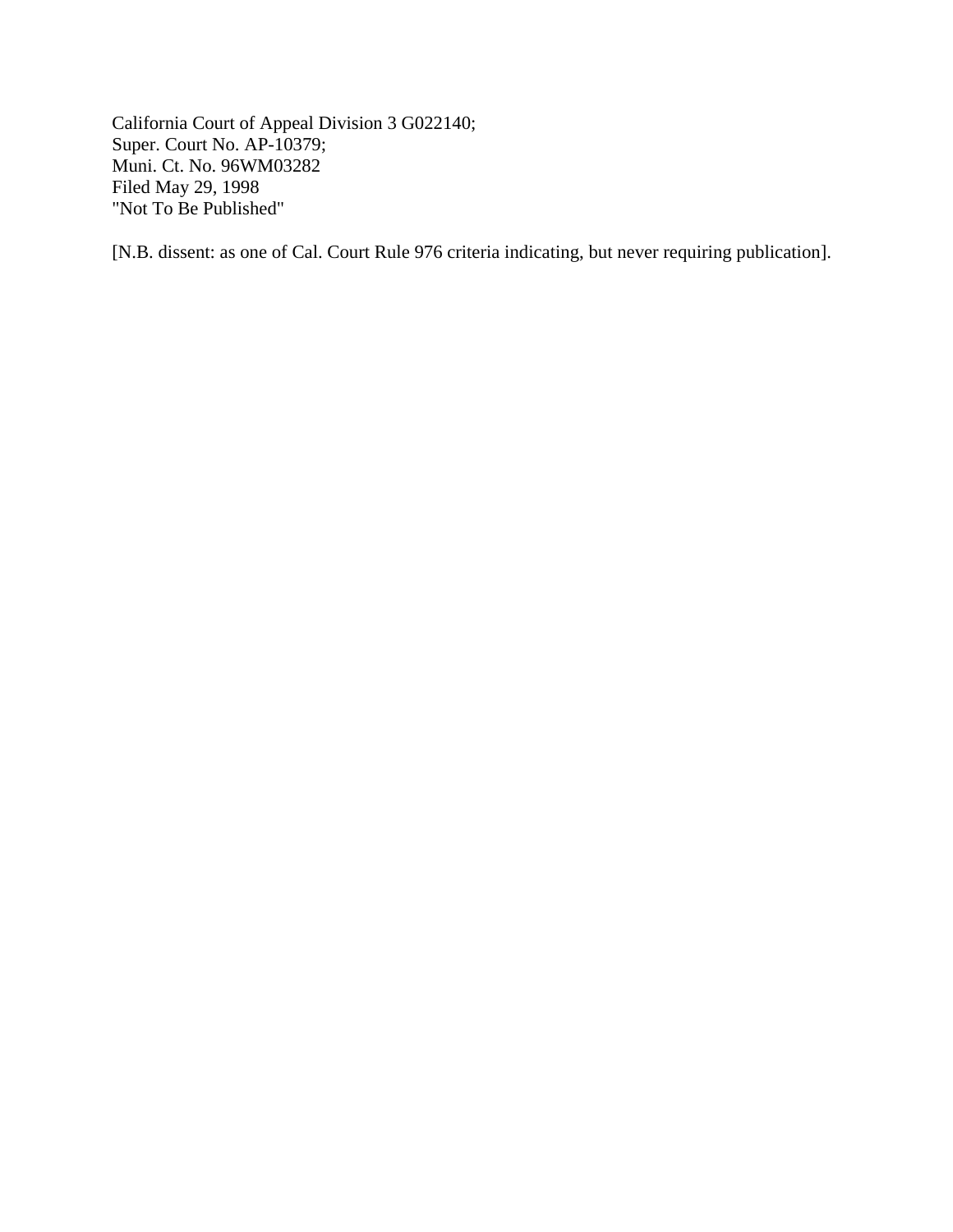California Court of Appeal Division 3 G022140;
Super. Court No. AP-10379;
Muni. Ct. No. 96WM03282
Filed May 29, 1998
"Not To Be Published"

[N.B. dissent: as one of Cal. Court Rule 976 criteria indicating, but never requiring publication].